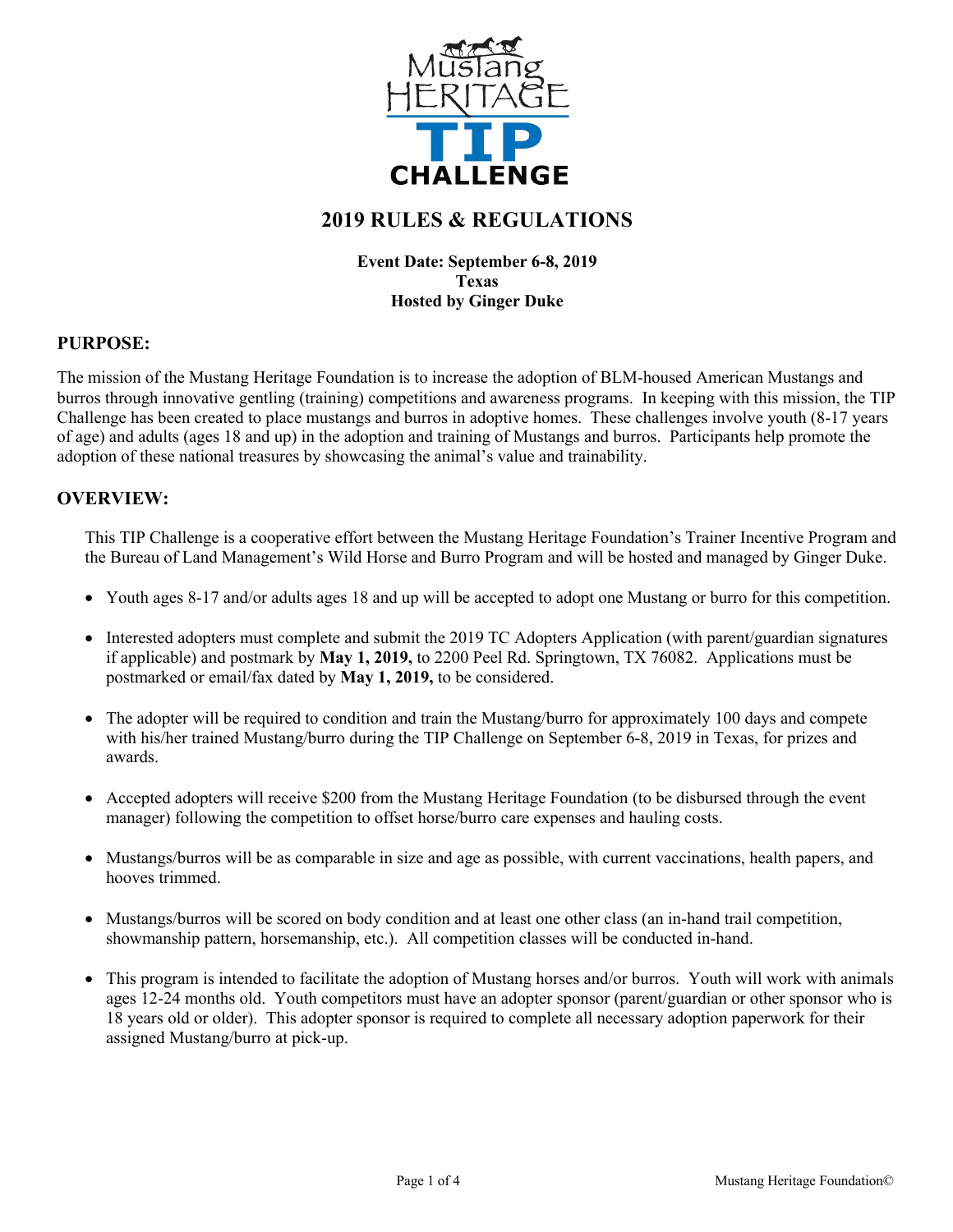Mustang HERITAGE TIP CHALLENGE

# 2019 RULES & REGULATIONS

**Event Date: September 6-8, 2019**
**Texas**
**Hosted by Ginger Duke**

## PURPOSE:

The mission of the Mustang Heritage Foundation is to increase the adoption of BLM-housed American Mustangs and burros through innovative gentling (training) competitions and awareness programs. In keeping with this mission, the TIP Challenge has been created to place mustangs and burros in adoptive homes. These challenges involve youth (8-17 years of age) and adults (ages 18 and up) in the adoption and training of Mustangs and burros. Participants help promote the adoption of these national treasures by showcasing the animal's value and trainability.

## OVERVIEW:

This TIP Challenge is a cooperative effort between the Mustang Heritage Foundation's Trainer Incentive Program and the Bureau of Land Management's Wild Horse and Burro Program and will be hosted and managed by Ginger Duke.

- Youth ages 8-17 and/or adults ages 18 and up will be accepted to adopt one Mustang or burro for this competition.
- Interested adopters must complete and submit the 2019 TC Adopters Application (with parent/guardian signatures if applicable) and postmark by **May 1, 2019,** to 2200 Peel Rd. Springtown, TX 76082. Applications must be postmarked or email/fax dated by **May 1, 2019,** to be considered.
- The adopter will be required to condition and train the Mustang/burro for approximately 100 days and compete with his/her trained Mustang/burro during the TIP Challenge on September 6-8, 2019 in Texas, for prizes and awards.
- Accepted adopters will receive $200 from the Mustang Heritage Foundation (to be disbursed through the event manager) following the competition to offset horse/burro care expenses and hauling costs.
- Mustangs/burros will be as comparable in size and age as possible, with current vaccinations, health papers, and hooves trimmed.
- Mustangs/burros will be scored on body condition and at least one other class (an in-hand trail competition, showmanship pattern, horsemanship, etc.). All competition classes will be conducted in-hand.
- This program is intended to facilitate the adoption of Mustang horses and/or burros. Youth will work with animals ages 12-24 months old. Youth competitors must have an adopter sponsor (parent/guardian or other sponsor who is 18 years old or older). This adopter sponsor is required to complete all necessary adoption paperwork for their assigned Mustang/burro at pick-up.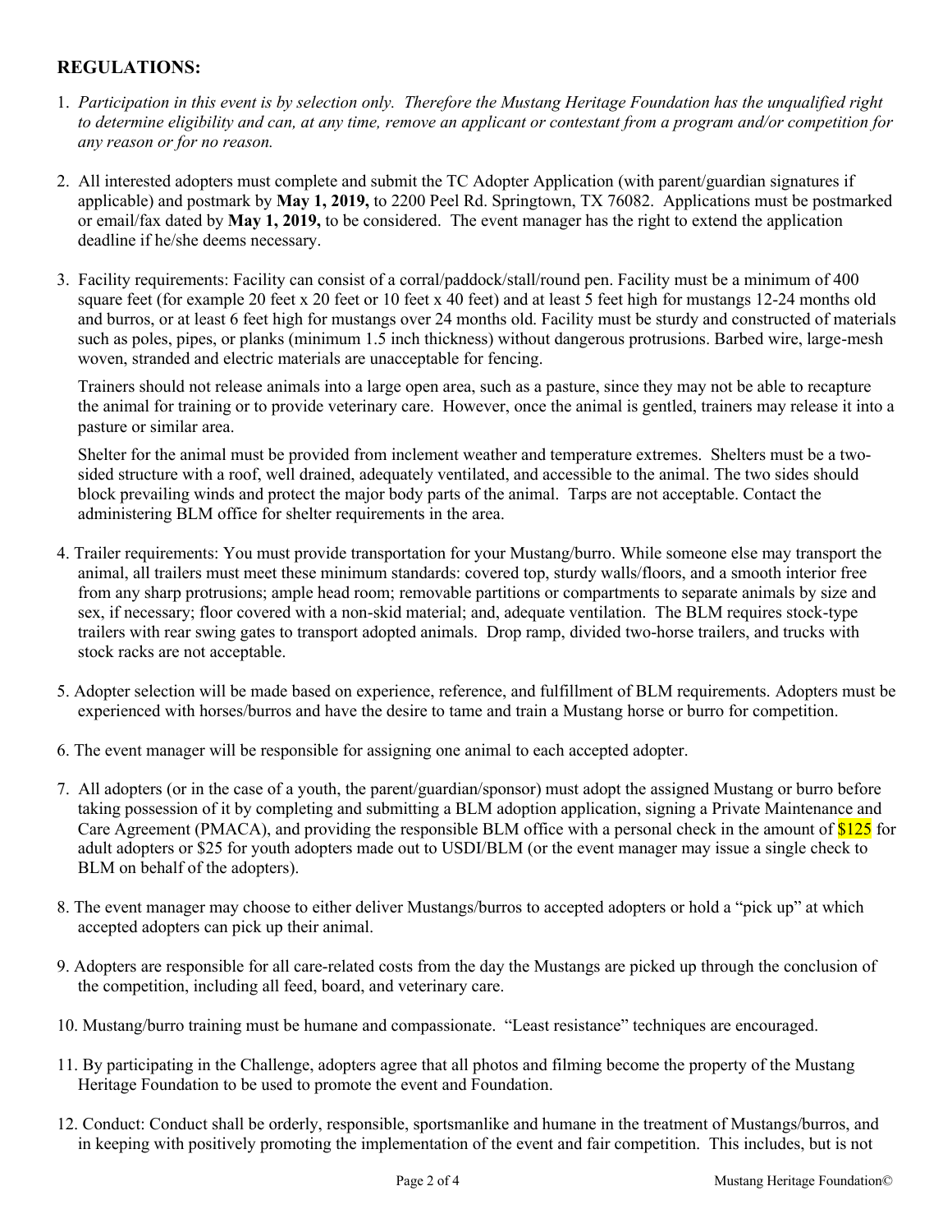## REGULATIONS:

1. *Participation in this event is by selection only. Therefore the Mustang Heritage Foundation has the unqualified right to determine eligibility and can, at any time, remove an applicant or contestant from a program and/or competition for any reason or for no reason.*

2. All interested adopters must complete and submit the TC Adopter Application (with parent/guardian signatures if applicable) and postmark by **May 1, 2019,** to 2200 Peel Rd. Springtown, TX 76082. Applications must be postmarked or email/fax dated by **May 1, 2019,** to be considered. The event manager has the right to extend the application deadline if he/she deems necessary.

3. Facility requirements: Facility can consist of a corral/paddock/stall/round pen. Facility must be a minimum of 400 square feet (for example 20 feet x 20 feet or 10 feet x 40 feet) and at least 5 feet high for mustangs 12-24 months old and burros, or at least 6 feet high for mustangs over 24 months old. Facility must be sturdy and constructed of materials such as poles, pipes, or planks (minimum 1.5 inch thickness) without dangerous protrusions. Barbed wire, large-mesh woven, stranded and electric materials are unacceptable for fencing.

   Trainers should not release animals into a large open area, such as a pasture, since they may not be able to recapture the animal for training or to provide veterinary care. However, once the animal is gentled, trainers may release it into a pasture or similar area.

   Shelter for the animal must be provided from inclement weather and temperature extremes. Shelters must be a two-sided structure with a roof, well drained, adequately ventilated, and accessible to the animal. The two sides should block prevailing winds and protect the major body parts of the animal. Tarps are not acceptable. Contact the administering BLM office for shelter requirements in the area.

4. Trailer requirements: You must provide transportation for your Mustang/burro. While someone else may transport the animal, all trailers must meet these minimum standards: covered top, sturdy walls/floors, and a smooth interior free from any sharp protrusions; ample head room; removable partitions or compartments to separate animals by size and sex, if necessary; floor covered with a non-skid material; and, adequate ventilation. The BLM requires stock-type trailers with rear swing gates to transport adopted animals. Drop ramp, divided two-horse trailers, and trucks with stock racks are not acceptable.

5. Adopter selection will be made based on experience, reference, and fulfillment of BLM requirements. Adopters must be experienced with horses/burros and have the desire to tame and train a Mustang horse or burro for competition.

6. The event manager will be responsible for assigning one animal to each accepted adopter.

7. All adopters (or in the case of a youth, the parent/guardian/sponsor) must adopt the assigned Mustang or burro before taking possession of it by completing and submitting a BLM adoption application, signing a Private Maintenance and Care Agreement (PMACA), and providing the responsible BLM office with a personal check in the amount of $125 for adult adopters or $25 for youth adopters made out to USDI/BLM (or the event manager may issue a single check to BLM on behalf of the adopters).

8. The event manager may choose to either deliver Mustangs/burros to accepted adopters or hold a "pick up" at which accepted adopters can pick up their animal.

9. Adopters are responsible for all care-related costs from the day the Mustangs are picked up through the conclusion of the competition, including all feed, board, and veterinary care.

10. Mustang/burro training must be humane and compassionate. "Least resistance" techniques are encouraged.

11. By participating in the Challenge, adopters agree that all photos and filming become the property of the Mustang Heritage Foundation to be used to promote the event and Foundation.

12. Conduct: Conduct shall be orderly, responsible, sportsmanlike and humane in the treatment of Mustangs/burros, and in keeping with positively promoting the implementation of the event and fair competition. This includes, but is not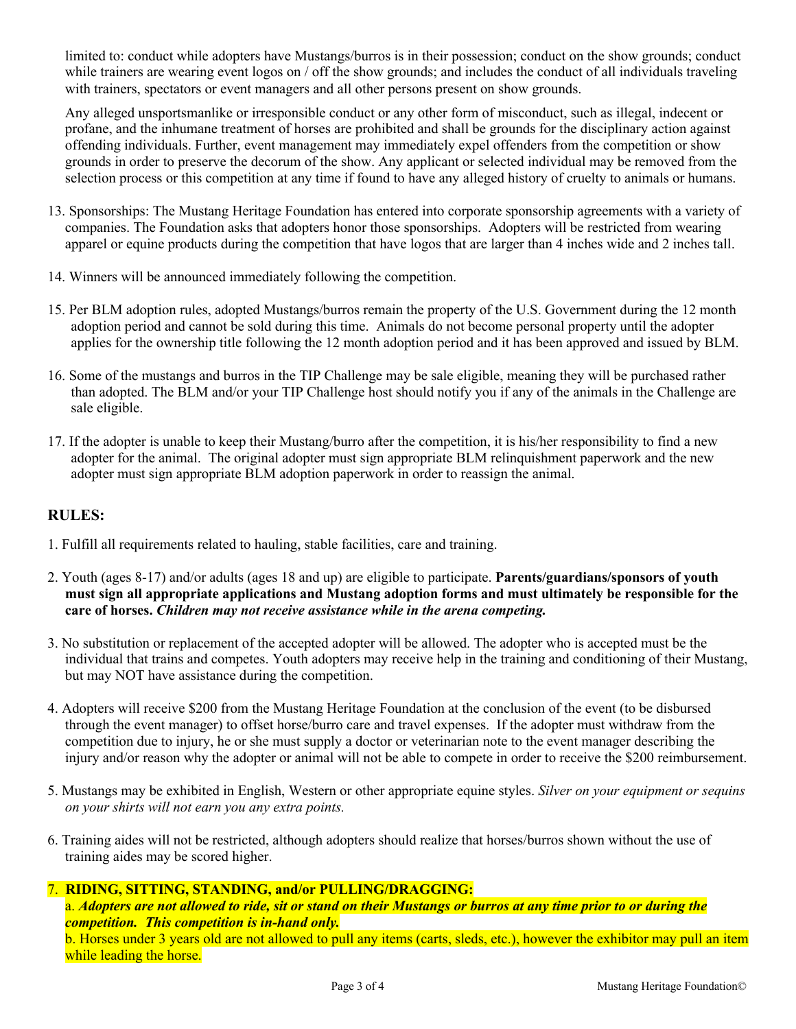limited to: conduct while adopters have Mustangs/burros is in their possession; conduct on the show grounds; conduct while trainers are wearing event logos on / off the show grounds; and includes the conduct of all individuals traveling with trainers, spectators or event managers and all other persons present on show grounds.

Any alleged unsportsmanlike or irresponsible conduct or any other form of misconduct, such as illegal, indecent or profane, and the inhumane treatment of horses are prohibited and shall be grounds for the disciplinary action against offending individuals. Further, event management may immediately expel offenders from the competition or show grounds in order to preserve the decorum of the show. Any applicant or selected individual may be removed from the selection process or this competition at any time if found to have any alleged history of cruelty to animals or humans.

13. Sponsorships: The Mustang Heritage Foundation has entered into corporate sponsorship agreements with a variety of companies. The Foundation asks that adopters honor those sponsorships. Adopters will be restricted from wearing apparel or equine products during the competition that have logos that are larger than 4 inches wide and 2 inches tall.

14. Winners will be announced immediately following the competition.

15. Per BLM adoption rules, adopted Mustangs/burros remain the property of the U.S. Government during the 12 month adoption period and cannot be sold during this time. Animals do not become personal property until the adopter applies for the ownership title following the 12 month adoption period and it has been approved and issued by BLM.

16. Some of the mustangs and burros in the TIP Challenge may be sale eligible, meaning they will be purchased rather than adopted. The BLM and/or your TIP Challenge host should notify you if any of the animals in the Challenge are sale eligible.

17. If the adopter is unable to keep their Mustang/burro after the competition, it is his/her responsibility to find a new adopter for the animal. The original adopter must sign appropriate BLM relinquishment paperwork and the new adopter must sign appropriate BLM adoption paperwork in order to reassign the animal.

## RULES:

1. Fulfill all requirements related to hauling, stable facilities, care and training.

2. Youth (ages 8-17) and/or adults (ages 18 and up) are eligible to participate. **Parents/guardians/sponsors of youth must sign all appropriate applications and Mustang adoption forms and must ultimately be responsible for the care of horses.** ***Children may not receive assistance while in the arena competing.***

3. No substitution or replacement of the accepted adopter will be allowed. The adopter who is accepted must be the individual that trains and competes. Youth adopters may receive help in the training and conditioning of their Mustang, but may NOT have assistance during the competition.

4. Adopters will receive $200 from the Mustang Heritage Foundation at the conclusion of the event (to be disbursed through the event manager) to offset horse/burro care and travel expenses. If the adopter must withdraw from the competition due to injury, he or she must supply a doctor or veterinarian note to the event manager describing the injury and/or reason why the adopter or animal will not be able to compete in order to receive the $200 reimbursement.

5. Mustangs may be exhibited in English, Western or other appropriate equine styles. *Silver on your equipment or sequins on your shirts will not earn you any extra points.*

6. Training aides will not be restricted, although adopters should realize that horses/burros shown without the use of training aides may be scored higher.

7. **RIDING, SITTING, STANDING, and/or PULLING/DRAGGING:**
   a. ***Adopters are not allowed to ride, sit or stand on their Mustangs or burros at any time prior to or during the competition. This competition is in-hand only.***
   b. Horses under 3 years old are not allowed to pull any items (carts, sleds, etc.), however the exhibitor may pull an item while leading the horse.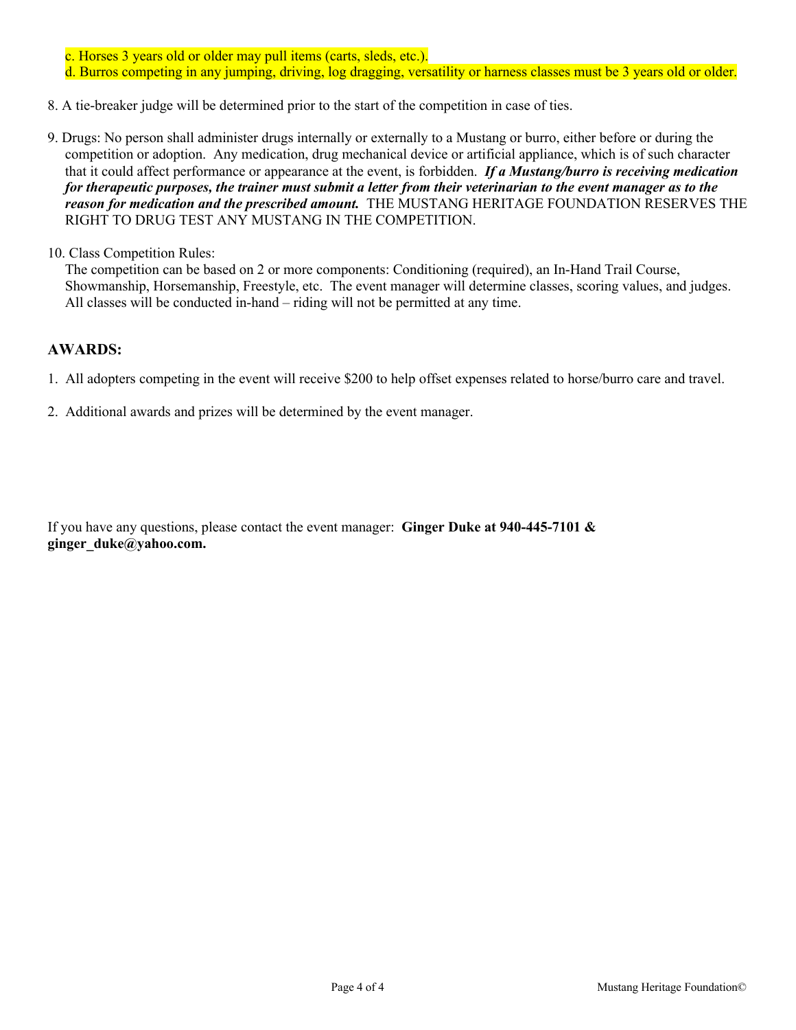c. Horses 3 years old or older may pull items (carts, sleds, etc.).
d. Burros competing in any jumping, driving, log dragging, versatility or harness classes must be 3 years old or older.

8. A tie-breaker judge will be determined prior to the start of the competition in case of ties.

9. Drugs: No person shall administer drugs internally or externally to a Mustang or burro, either before or during the competition or adoption. Any medication, drug mechanical device or artificial appliance, which is of such character that it could affect performance or appearance at the event, is forbidden. ***If a Mustang/burro is receiving medication for therapeutic purposes, the trainer must submit a letter from their veterinarian to the event manager as to the reason for medication and the prescribed amount.*** THE MUSTANG HERITAGE FOUNDATION RESERVES THE RIGHT TO DRUG TEST ANY MUSTANG IN THE COMPETITION.

10. Class Competition Rules:
The competition can be based on 2 or more components: Conditioning (required), an In-Hand Trail Course, Showmanship, Horsemanship, Freestyle, etc. The event manager will determine classes, scoring values, and judges. All classes will be conducted in-hand – riding will not be permitted at any time.

## AWARDS:

1. All adopters competing in the event will receive $200 to help offset expenses related to horse/burro care and travel.

2. Additional awards and prizes will be determined by the event manager.

If you have any questions, please contact the event manager: **Ginger Duke at 940-445-7101 & ginger_duke@yahoo.com.**